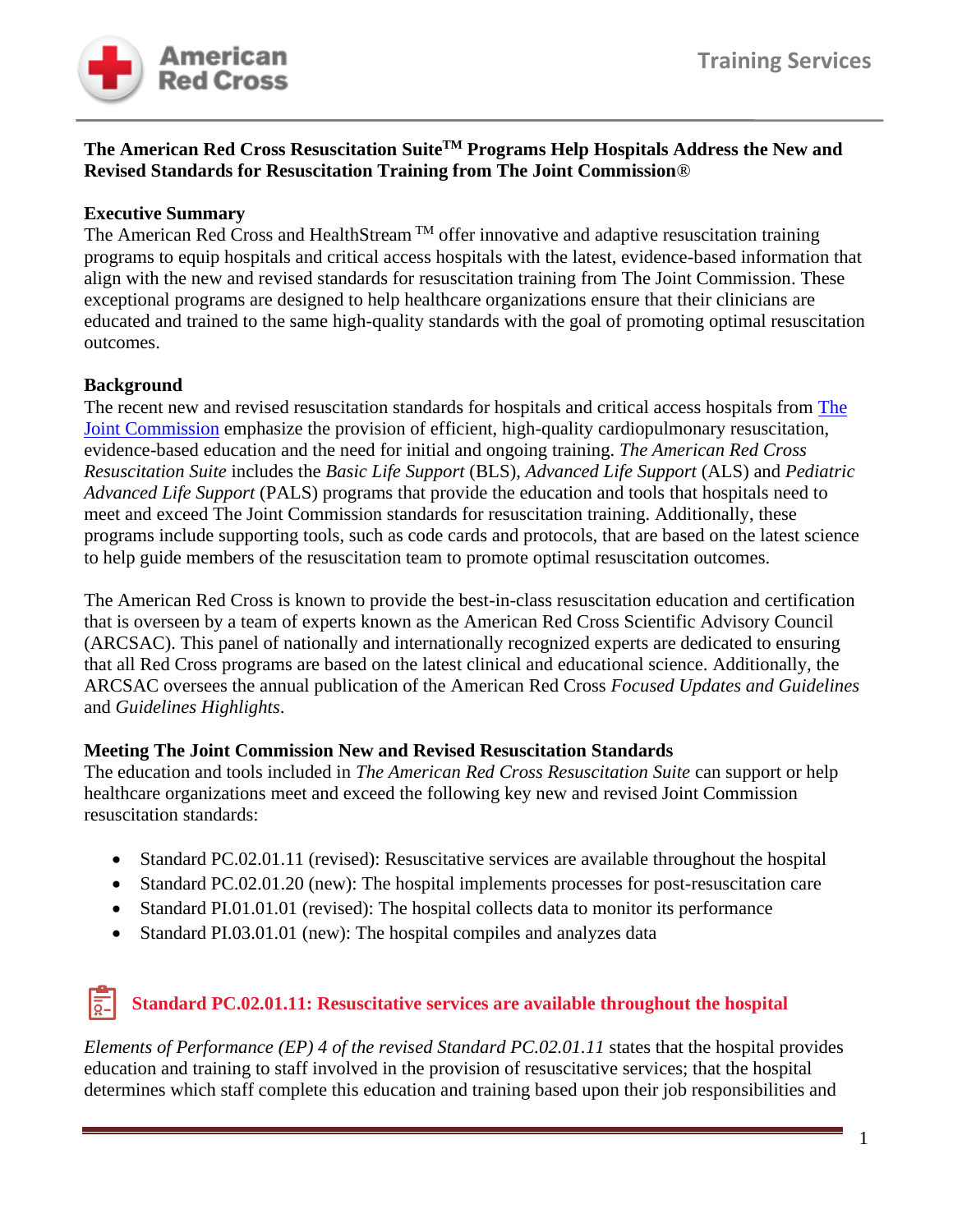# The American Red Cross Resuscitation Suite™ Programs Help Hospitals Address the New and Revised Standards for Resuscitation Training from The Joint Commission®

## Executive Summary

The American Red Cross and HealthStream ™ offer innovative and adaptive resuscitation training programs to equip hospitals and critical access hospitals with the latest, evidence-based information that align with the new and revised standards for resuscitation training from The Joint Commission. These exceptional programs are designed to help healthcare organizations ensure that their clinicians are educated and trained to the same high-quality standards with the goal of promoting optimal resuscitation outcomes.

## Background

The recent new and revised resuscitation standards for hospitals and critical access hospitals from The Joint Commission emphasize the provision of efficient, high-quality cardiopulmonary resuscitation, evidence-based education and the need for initial and ongoing training. *The American Red Cross Resuscitation Suite* includes the *Basic Life Support* (BLS), *Advanced Life Support* (ALS) and *Pediatric Advanced Life Support* (PALS) programs that provide the education and tools that hospitals need to meet and exceed The Joint Commission standards for resuscitation training. Additionally, these programs include supporting tools, such as code cards and protocols, that are based on the latest science to help guide members of the resuscitation team to promote optimal resuscitation outcomes.

The American Red Cross is known to provide the best-in-class resuscitation education and certification that is overseen by a team of experts known as the American Red Cross Scientific Advisory Council (ARCSAC). This panel of nationally and internationally recognized experts are dedicated to ensuring that all Red Cross programs are based on the latest clinical and educational science. Additionally, the ARCSAC oversees the annual publication of the American Red Cross *Focused Updates and Guidelines* and *Guidelines Highlights*.

## Meeting The Joint Commission New and Revised Resuscitation Standards

The education and tools included in *The American Red Cross Resuscitation Suite* can support or help healthcare organizations meet and exceed the following key new and revised Joint Commission resuscitation standards:

- Standard PC.02.01.11 (revised): Resuscitative services are available throughout the hospital
- Standard PC.02.01.20 (new): The hospital implements processes for post-resuscitation care
- Standard PI.01.01.01 (revised): The hospital collects data to monitor its performance
- Standard PI.03.01.01 (new): The hospital compiles and analyzes data

### Standard PC.02.01.11: Resuscitative services are available throughout the hospital

*Elements of Performance (EP) 4 of the revised Standard PC.02.01.11* states that the hospital provides education and training to staff involved in the provision of resuscitative services; that the hospital determines which staff complete this education and training based upon their job responsibilities and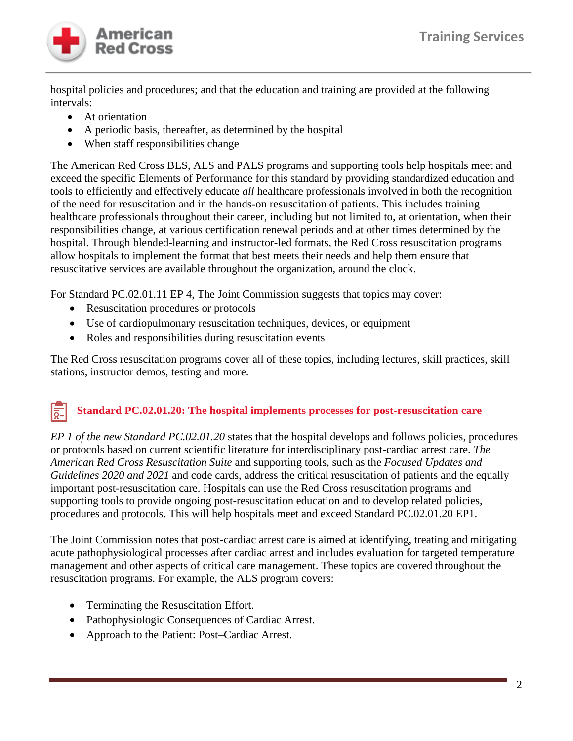hospital policies and procedures; and that the education and training are provided at the following intervals:

- At orientation
- A periodic basis, thereafter, as determined by the hospital
- When staff responsibilities change

The American Red Cross BLS, ALS and PALS programs and supporting tools help hospitals meet and exceed the specific Elements of Performance for this standard by providing standardized education and tools to efficiently and effectively educate *all* healthcare professionals involved in both the recognition of the need for resuscitation and in the hands-on resuscitation of patients. This includes training healthcare professionals throughout their career, including but not limited to, at orientation, when their responsibilities change, at various certification renewal periods and at other times determined by the hospital. Through blended-learning and instructor-led formats, the Red Cross resuscitation programs allow hospitals to implement the format that best meets their needs and help them ensure that resuscitative services are available throughout the organization, around the clock.

For Standard PC.02.01.11 EP 4, The Joint Commission suggests that topics may cover:

- Resuscitation procedures or protocols
- Use of cardiopulmonary resuscitation techniques, devices, or equipment
- Roles and responsibilities during resuscitation events

The Red Cross resuscitation programs cover all of these topics, including lectures, skill practices, skill stations, instructor demos, testing and more.

## Standard PC.02.01.20: The hospital implements processes for post-resuscitation care

*EP 1 of the new Standard PC.02.01.20* states that the hospital develops and follows policies, procedures or protocols based on current scientific literature for interdisciplinary post-cardiac arrest care. *The American Red Cross Resuscitation Suite* and supporting tools, such as the *Focused Updates and Guidelines 2020 and 2021* and code cards, address the critical resuscitation of patients and the equally important post-resuscitation care. Hospitals can use the Red Cross resuscitation programs and supporting tools to provide ongoing post-resuscitation education and to develop related policies, procedures and protocols. This will help hospitals meet and exceed Standard PC.02.01.20 EP1.

The Joint Commission notes that post-cardiac arrest care is aimed at identifying, treating and mitigating acute pathophysiological processes after cardiac arrest and includes evaluation for targeted temperature management and other aspects of critical care management. These topics are covered throughout the resuscitation programs. For example, the ALS program covers:

- Terminating the Resuscitation Effort.
- Pathophysiologic Consequences of Cardiac Arrest.
- Approach to the Patient: Post–Cardiac Arrest.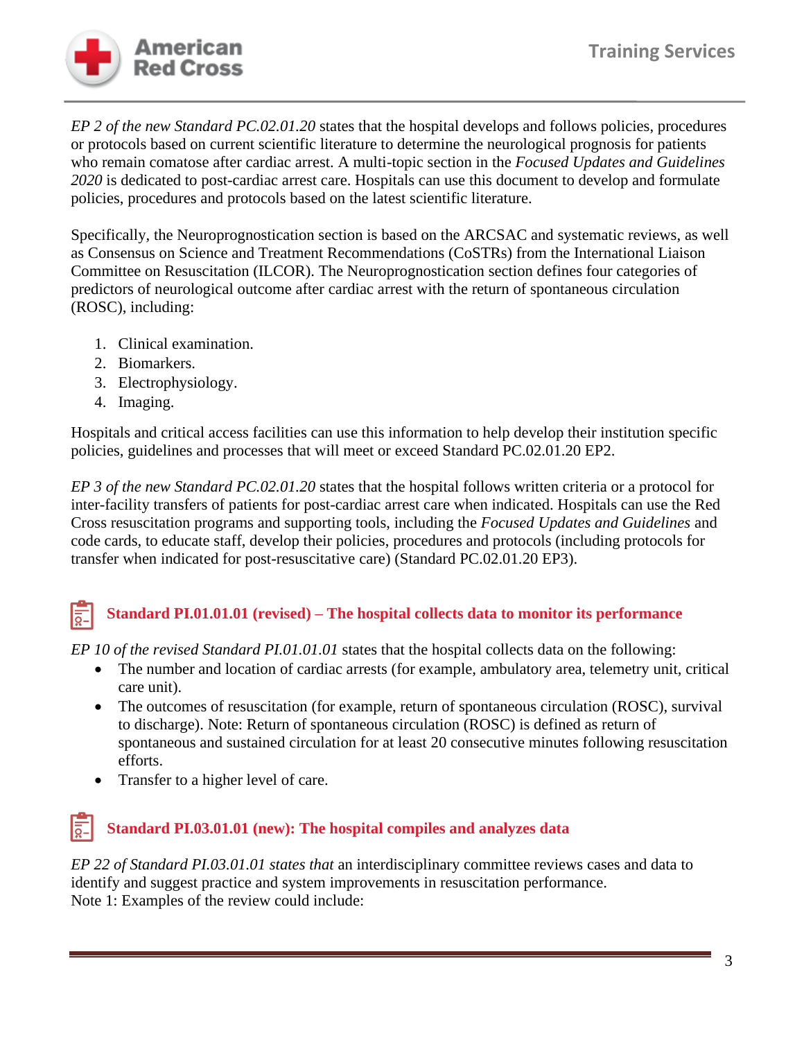*EP 2 of the new Standard PC.02.01.20* states that the hospital develops and follows policies, procedures or protocols based on current scientific literature to determine the neurological prognosis for patients who remain comatose after cardiac arrest. A multi-topic section in the *Focused Updates and Guidelines 2020* is dedicated to post-cardiac arrest care. Hospitals can use this document to develop and formulate policies, procedures and protocols based on the latest scientific literature.

Specifically, the Neuroprognostication section is based on the ARCSAC and systematic reviews, as well as Consensus on Science and Treatment Recommendations (CoSTRs) from the International Liaison Committee on Resuscitation (ILCOR). The Neuroprognostication section defines four categories of predictors of neurological outcome after cardiac arrest with the return of spontaneous circulation (ROSC), including:

1. Clinical examination.
2. Biomarkers.
3. Electrophysiology.
4. Imaging.

Hospitals and critical access facilities can use this information to help develop their institution specific policies, guidelines and processes that will meet or exceed Standard PC.02.01.20 EP2.

*EP 3 of the new Standard PC.02.01.20* states that the hospital follows written criteria or a protocol for inter-facility transfers of patients for post-cardiac arrest care when indicated. Hospitals can use the Red Cross resuscitation programs and supporting tools, including the *Focused Updates and Guidelines* and code cards, to educate staff, develop their policies, procedures and protocols (including protocols for transfer when indicated for post-resuscitative care) (Standard PC.02.01.20 EP3).

## Standard PI.01.01.01 (revised) – The hospital collects data to monitor its performance

*EP 10 of the revised Standard PI.01.01.01* states that the hospital collects data on the following:

- The number and location of cardiac arrests (for example, ambulatory area, telemetry unit, critical care unit).
- The outcomes of resuscitation (for example, return of spontaneous circulation (ROSC), survival to discharge). Note: Return of spontaneous circulation (ROSC) is defined as return of spontaneous and sustained circulation for at least 20 consecutive minutes following resuscitation efforts.
- Transfer to a higher level of care.

## Standard PI.03.01.01 (new): The hospital compiles and analyzes data

*EP 22 of Standard PI.03.01.01 states that* an interdisciplinary committee reviews cases and data to identify and suggest practice and system improvements in resuscitation performance.
Note 1: Examples of the review could include: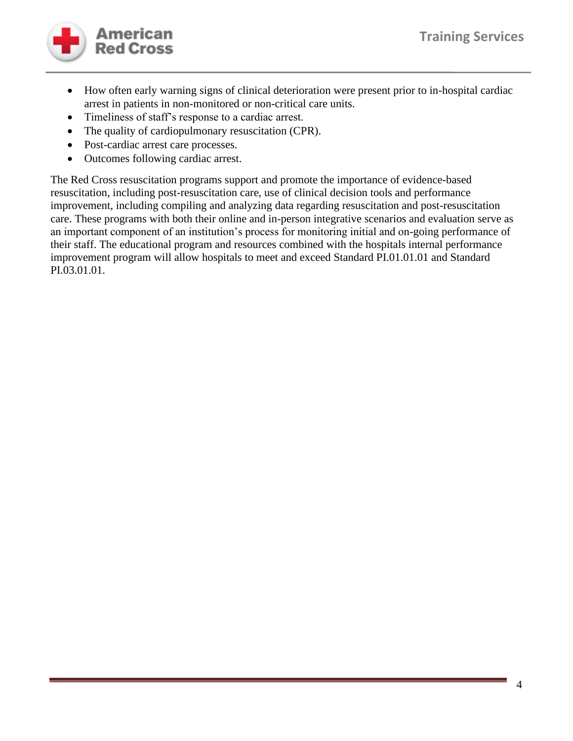- How often early warning signs of clinical deterioration were present prior to in-hospital cardiac arrest in patients in non-monitored or non-critical care units.
- Timeliness of staff's response to a cardiac arrest.
- The quality of cardiopulmonary resuscitation (CPR).
- Post-cardiac arrest care processes.
- Outcomes following cardiac arrest.

The Red Cross resuscitation programs support and promote the importance of evidence-based resuscitation, including post-resuscitation care, use of clinical decision tools and performance improvement, including compiling and analyzing data regarding resuscitation and post-resuscitation care. These programs with both their online and in-person integrative scenarios and evaluation serve as an important component of an institution's process for monitoring initial and on-going performance of their staff. The educational program and resources combined with the hospitals internal performance improvement program will allow hospitals to meet and exceed Standard PI.01.01.01 and Standard PI.03.01.01.